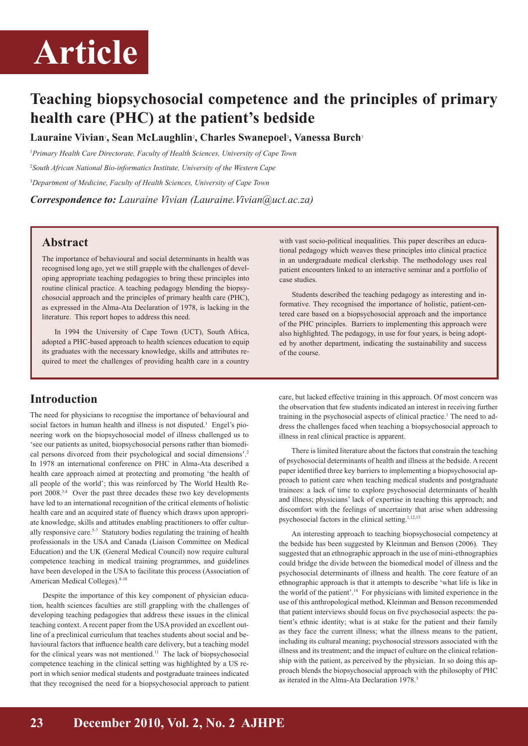# Article

## Teaching biopsychosocial competence and the principles of primary health care (PHC) at the patient's bedside

**Lauraine Vivian[1], Sean McLaughlin[2], Charles Swanepoel[3], Vanessa Burch[3]**

[1]*Primary Health Care Directorate, Faculty of Health Sciences, University of Cape Town*

[2]*South African National Bio-informatics Institute, University of the Western Cape*

[3]*Department of Medicine, Faculty of Health Sciences, University of Cape Town*

***Correspondence to:*** *Lauraine Vivian (Lauraine.Vivian@uct.ac.za)*

### Abstract

The importance of behavioural and social determinants in health was recognised long ago, yet we still grapple with the challenges of developing appropriate teaching pedagogies to bring these principles into routine clinical practice. A teaching pedagogy blending the biopsychosocial approach and the principles of primary health care (PHC), as expressed in the Alma-Ata Declaration of 1978, is lacking in the literature. This report hopes to address this need.

In 1994 the University of Cape Town (UCT), South Africa, adopted a PHC-based approach to health sciences education to equip its graduates with the necessary knowledge, skills and attributes required to meet the challenges of providing health care in a country with vast socio-political inequalities. This paper describes an educational pedagogy which weaves these principles into clinical practice in an undergraduate medical clerkship. The methodology uses real patient encounters linked to an interactive seminar and a portfolio of case studies.

Students described the teaching pedagogy as interesting and informative. They recognised the importance of holistic, patient-centered care based on a biopsychosocial approach and the importance of the PHC principles. Barriers to implementing this approach were also highlighted. The pedagogy, in use for four years, is being adopted by another department, indicating the sustainability and success of the course.

## Introduction

The need for physicians to recognise the importance of behavioural and social factors in human health and illness is not disputed.[1] Engel's pioneering work on the biopsychosocial model of illness challenged us to 'see our patients as united, biopsychosocial persons rather than biomedical persons divorced from their psychological and social dimensions'.[2] In 1978 an international conference on PHC in Alma-Ata described a health care approach aimed at protecting and promoting 'the health of all people of the world'; this was reinforced by The World Health Report 2008.[3,4] Over the past three decades these two key developments have led to an international recognition of the critical elements of holistic health care and an acquired state of fluency which draws upon appropriate knowledge, skills and attitudes enabling practitioners to offer culturally responsive care.[5-7] Statutory bodies regulating the training of health professionals in the USA and Canada (Liaison Committee on Medical Education) and the UK (General Medical Council) now require cultural competence teaching in medical training programmes, and guidelines have been developed in the USA to facilitate this process (Association of American Medical Colleges).[8-10]

Despite the importance of this key component of physician education, health sciences faculties are still grappling with the challenges of developing teaching pedagogies that address these issues in the clinical teaching context. A recent paper from the USA provided an excellent outline of a preclinical curriculum that teaches students about social and behavioural factors that influence health care delivery, but a teaching model for the clinical years was not mentioned.[11] The lack of biopsychosocial competence teaching in the clinical setting was highlighted by a US report in which senior medical students and postgraduate trainees indicated that they recognised the need for a biopsychosocial approach to patient care, but lacked effective training in this approach. Of most concern was the observation that few students indicated an interest in receiving further training in the psychosocial aspects of clinical practice.[1] The need to address the challenges faced when teaching a biopsychosocial approach to illness in real clinical practice is apparent.

There is limited literature about the factors that constrain the teaching of psychosocial determinants of health and illness at the bedside. A recent paper identified three key barriers to implementing a biopsychosocial approach to patient care when teaching medical students and postgraduate trainees: a lack of time to explore psychosocial determinants of health and illness; physicians' lack of expertise in teaching this approach; and discomfort with the feelings of uncertainty that arise when addressing psychosocial factors in the clinical setting.[1,12,13]

An interesting approach to teaching biopsychosocial competency at the bedside has been suggested by Kleinman and Benson (2006). They suggested that an ethnographic approach in the use of mini-ethnographies could bridge the divide between the biomedical model of illness and the psychosocial determinants of illness and health. The core feature of an ethnographic approach is that it attempts to describe 'what life is like in the world of the patient'.[14] For physicians with limited experience in the use of this anthropological method, Kleinman and Benson recommended that patient interviews should focus on five psychosocial aspects: the patient's ethnic identity; what is at stake for the patient and their family as they face the current illness; what the illness means to the patient, including its cultural meaning; psychosocial stressors associated with the illness and its treatment; and the impact of culture on the clinical relationship with the patient, as perceived by the physician. In so doing this approach blends the biopsychosocial approach with the philosophy of PHC as iterated in the Alma-Ata Declaration 1978.[3]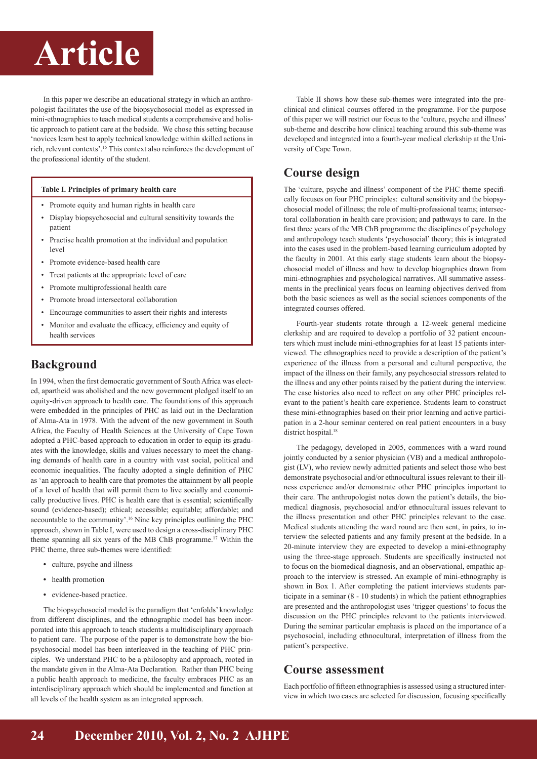In this paper we describe an educational strategy in which an anthropologist facilitates the use of the biopsychosocial model as expressed in mini-ethnographies to teach medical students a comprehensive and holistic approach to patient care at the bedside. We chose this setting because 'novices learn best to apply technical knowledge within skilled actions in rich, relevant contexts'.[15] This context also reinforces the development of the professional identity of the student.

**Table I. Principles of primary health care**

- Promote equity and human rights in health care
- Display biopsychosocial and cultural sensitivity towards the patient
- Practise health promotion at the individual and population level
- Promote evidence-based health care
- Treat patients at the appropriate level of care
- Promote multiprofessional health care
- Promote broad intersectoral collaboration
- Encourage communities to assert their rights and interests
- Monitor and evaluate the efficacy, efficiency and equity of health services

## Background

In 1994, when the first democratic government of South Africa was elected, apartheid was abolished and the new government pledged itself to an equity-driven approach to health care. The foundations of this approach were embedded in the principles of PHC as laid out in the Declaration of Alma-Ata in 1978. With the advent of the new government in South Africa, the Faculty of Health Sciences at the University of Cape Town adopted a PHC-based approach to education in order to equip its graduates with the knowledge, skills and values necessary to meet the changing demands of health care in a country with vast social, political and economic inequalities. The faculty adopted a single definition of PHC as 'an approach to health care that promotes the attainment by all people of a level of health that will permit them to live socially and economically productive lives. PHC is health care that is essential; scientifically sound (evidence-based); ethical; accessible; equitable; affordable; and accountable to the community'.[16] Nine key principles outlining the PHC approach, shown in Table I, were used to design a cross-disciplinary PHC theme spanning all six years of the MB ChB programme.[17] Within the PHC theme, three sub-themes were identified:

- culture, psyche and illness
- health promotion
- evidence-based practice.

The biopsychosocial model is the paradigm that 'enfolds' knowledge from different disciplines, and the ethnographic model has been incorporated into this approach to teach students a multidisciplinary approach to patient care. The purpose of the paper is to demonstrate how the biopsychosocial model has been interleaved in the teaching of PHC principles. We understand PHC to be a philosophy and approach, rooted in the mandate given in the Alma-Ata Declaration. Rather than PHC being a public health approach to medicine, the faculty embraces PHC as an interdisciplinary approach which should be implemented and function at all levels of the health system as an integrated approach.

Table II shows how these sub-themes were integrated into the preclinical and clinical courses offered in the programme. For the purpose of this paper we will restrict our focus to the 'culture, psyche and illness' sub-theme and describe how clinical teaching around this sub-theme was developed and integrated into a fourth-year medical clerkship at the University of Cape Town.

## Course design

The 'culture, psyche and illness' component of the PHC theme specifically focuses on four PHC principles: cultural sensitivity and the biopsychosocial model of illness; the role of multi-professional teams; intersectoral collaboration in health care provision; and pathways to care. In the first three years of the MB ChB programme the disciplines of psychology and anthropology teach students 'psychosocial' theory; this is integrated into the cases used in the problem-based learning curriculum adopted by the faculty in 2001. At this early stage students learn about the biopsychosocial model of illness and how to develop biographies drawn from mini-ethnographies and psychological narratives. All summative assessments in the preclinical years focus on learning objectives derived from both the basic sciences as well as the social sciences components of the integrated courses offered.

Fourth-year students rotate through a 12-week general medicine clerkship and are required to develop a portfolio of 32 patient encounters which must include mini-ethnographies for at least 15 patients interviewed. The ethnographies need to provide a description of the patient's experience of the illness from a personal and cultural perspective, the impact of the illness on their family, any psychosocial stressors related to the illness and any other points raised by the patient during the interview. The case histories also need to reflect on any other PHC principles relevant to the patient's health care experience. Students learn to construct these mini-ethnographies based on their prior learning and active participation in a 2-hour seminar centered on real patient encounters in a busy district hospital.[18]

The pedagogy, developed in 2005, commences with a ward round jointly conducted by a senior physician (VB) and a medical anthropologist (LV), who review newly admitted patients and select those who best demonstrate psychosocial and/or ethnocultural issues relevant to their illness experience and/or demonstrate other PHC principles important to their care. The anthropologist notes down the patient's details, the biomedical diagnosis, psychosocial and/or ethnocultural issues relevant to the illness presentation and other PHC principles relevant to the case. Medical students attending the ward round are then sent, in pairs, to interview the selected patients and any family present at the bedside. In a 20-minute interview they are expected to develop a mini-ethnography using the three-stage approach. Students are specifically instructed not to focus on the biomedical diagnosis, and an observational, empathic approach to the interview is stressed. An example of mini-ethnography is shown in Box 1. After completing the patient interviews students participate in a seminar (8 - 10 students) in which the patient ethnographies are presented and the anthropologist uses 'trigger questions' to focus the discussion on the PHC principles relevant to the patients interviewed. During the seminar particular emphasis is placed on the importance of a psychosocial, including ethnocultural, interpretation of illness from the patient's perspective.

## Course assessment

Each portfolio of fifteen ethnographies is assessed using a structured interview in which two cases are selected for discussion, focusing specifically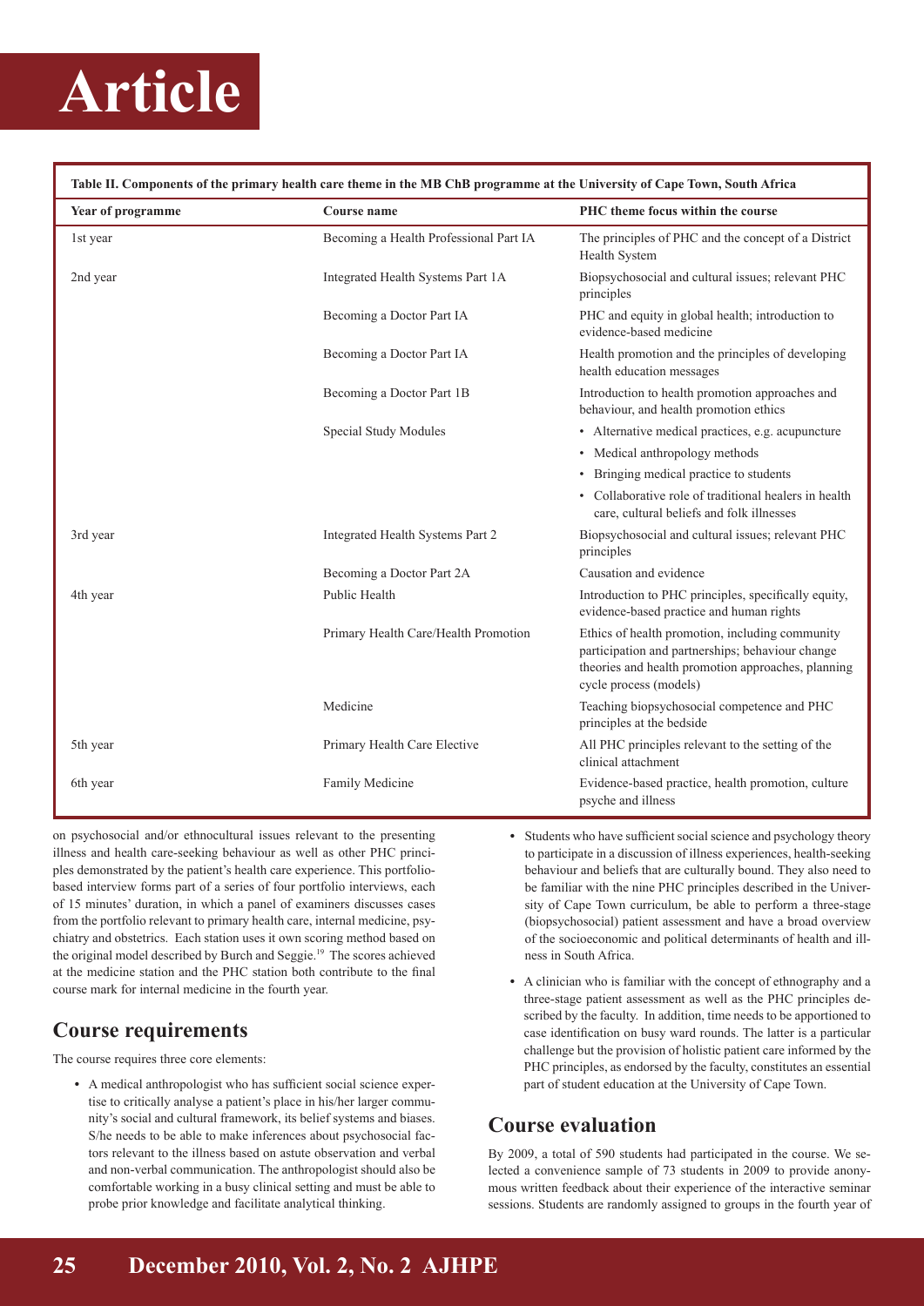**Table II. Components of the primary health care theme in the MB ChB programme at the University of Cape Town, South Africa**

| Year of programme | Course name | PHC theme focus within the course |
|---|---|---|
| 1st year | Becoming a Health Professional Part IA | The principles of PHC and the concept of a District Health System |
| 2nd year | Integrated Health Systems Part 1A | Biopsychosocial and cultural issues; relevant PHC principles |
| | Becoming a Doctor Part IA | PHC and equity in global health; introduction to evidence-based medicine |
| | Becoming a Doctor Part IA | Health promotion and the principles of developing health education messages |
| | Becoming a Doctor Part 1B | Introduction to health promotion approaches and behaviour, and health promotion ethics |
| | Special Study Modules | • Alternative medical practices, e.g. acupuncture<br>• Medical anthropology methods<br>• Bringing medical practice to students<br>• Collaborative role of traditional healers in health care, cultural beliefs and folk illnesses |
| 3rd year | Integrated Health Systems Part 2 | Biopsychosocial and cultural issues; relevant PHC principles |
| | Becoming a Doctor Part 2A | Causation and evidence |
| 4th year | Public Health | Introduction to PHC principles, specifically equity, evidence-based practice and human rights |
| | Primary Health Care/Health Promotion | Ethics of health promotion, including community participation and partnerships; behaviour change theories and health promotion approaches, planning cycle process (models) |
| | Medicine | Teaching biopsychosocial competence and PHC principles at the bedside |
| 5th year | Primary Health Care Elective | All PHC principles relevant to the setting of the clinical attachment |
| 6th year | Family Medicine | Evidence-based practice, health promotion, culture psyche and illness |

on psychosocial and/or ethnocultural issues relevant to the presenting illness and health care-seeking behaviour as well as other PHC principles demonstrated by the patient's health care experience. This portfolio-based interview forms part of a series of four portfolio interviews, each of 15 minutes' duration, in which a panel of examiners discusses cases from the portfolio relevant to primary health care, internal medicine, psychiatry and obstetrics. Each station uses it own scoring method based on the original model described by Burch and Seggie.[19] The scores achieved at the medicine station and the PHC station both contribute to the final course mark for internal medicine in the fourth year.

## Course requirements

The course requires three core elements:

- A medical anthropologist who has sufficient social science expertise to critically analyse a patient's place in his/her larger community's social and cultural framework, its belief systems and biases. S/he needs to be able to make inferences about psychosocial factors relevant to the illness based on astute observation and verbal and non-verbal communication. The anthropologist should also be comfortable working in a busy clinical setting and must be able to probe prior knowledge and facilitate analytical thinking.
- Students who have sufficient social science and psychology theory to participate in a discussion of illness experiences, health-seeking behaviour and beliefs that are culturally bound. They also need to be familiar with the nine PHC principles described in the University of Cape Town curriculum, be able to perform a three-stage (biopsychosocial) patient assessment and have a broad overview of the socioeconomic and political determinants of health and illness in South Africa.
- A clinician who is familiar with the concept of ethnography and a three-stage patient assessment as well as the PHC principles described by the faculty. In addition, time needs to be apportioned to case identification on busy ward rounds. The latter is a particular challenge but the provision of holistic patient care informed by the PHC principles, as endorsed by the faculty, constitutes an essential part of student education at the University of Cape Town.

## Course evaluation

By 2009, a total of 590 students had participated in the course. We selected a convenience sample of 73 students in 2009 to provide anonymous written feedback about their experience of the interactive seminar sessions. Students are randomly assigned to groups in the fourth year of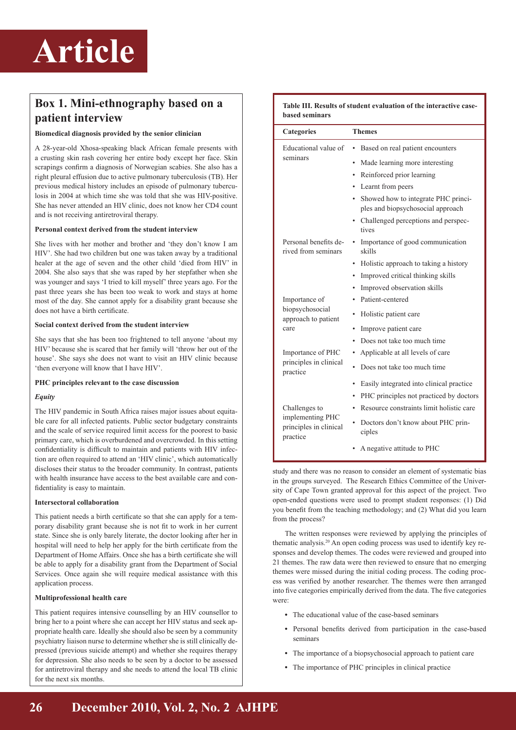## Box 1. Mini-ethnography based on a patient interview

**Biomedical diagnosis provided by the senior clinician**

A 28-year-old Xhosa-speaking black African female presents with a crusting skin rash covering her entire body except her face. Skin scrapings confirm a diagnosis of Norwegian scabies. She also has a right pleural effusion due to active pulmonary tuberculosis (TB). Her previous medical history includes an episode of pulmonary tuberculosis in 2004 at which time she was told that she was HIV-positive. She has never attended an HIV clinic, does not know her CD4 count and is not receiving antiretroviral therapy.

**Personal context derived from the student interview**

She lives with her mother and brother and 'they don't know I am HIV'. She had two children but one was taken away by a traditional healer at the age of seven and the other child 'died from HIV' in 2004. She also says that she was raped by her stepfather when she was younger and says 'I tried to kill myself' three years ago. For the past three years she has been too weak to work and stays at home most of the day. She cannot apply for a disability grant because she does not have a birth certificate.

**Social context derived from the student interview**

She says that she has been too frightened to tell anyone 'about my HIV' because she is scared that her family will 'throw her out of the house'. She says she does not want to visit an HIV clinic because 'then everyone will know that I have HIV'.

**PHC principles relevant to the case discussion**

*Equity*

The HIV pandemic in South Africa raises major issues about equitable care for all infected patients. Public sector budgetary constraints and the scale of service required limit access for the poorest to basic primary care, which is overburdened and overcrowded. In this setting confidentiality is difficult to maintain and patients with HIV infection are often required to attend an 'HIV clinic', which automatically discloses their status to the broader community. In contrast, patients with health insurance have access to the best available care and confidentiality is easy to maintain.

**Intersectoral collaboration**

This patient needs a birth certificate so that she can apply for a temporary disability grant because she is not fit to work in her current state. Since she is only barely literate, the doctor looking after her in hospital will need to help her apply for the birth certificate from the Department of Home Affairs. Once she has a birth certificate she will be able to apply for a disability grant from the Department of Social Services. Once again she will require medical assistance with this application process.

**Multiprofessional health care**

This patient requires intensive counselling by an HIV counsellor to bring her to a point where she can accept her HIV status and seek appropriate health care. Ideally she should also be seen by a community psychiatry liaison nurse to determine whether she is still clinically depressed (previous suicide attempt) and whether she requires therapy for depression. She also needs to be seen by a doctor to be assessed for antiretroviral therapy and she needs to attend the local TB clinic for the next six months.

**Table III. Results of student evaluation of the interactive case-based seminars**

| Categories | Themes |
|---|---|
| Educational value of seminars | • Based on real patient encounters |
| | • Made learning more interesting |
| | • Reinforced prior learning |
| | • Learnt from peers |
| | • Showed how to integrate PHC principles and biopsychosocial approach |
| | • Challenged perceptions and perspectives |
| Personal benefits derived from seminars | • Importance of good communication skills |
| | • Holistic approach to taking a history |
| | • Improved critical thinking skills |
| | • Improved observation skills |
| Importance of biopsychosocial approach to patient care | • Patient-centered |
| | • Holistic patient care |
| | • Improve patient care |
| | • Does not take too much time |
| Importance of PHC principles in clinical practice | • Applicable at all levels of care |
| | • Does not take too much time |
| | • Easily integrated into clinical practice |
| | • PHC principles not practiced by doctors |
| Challenges to implementing PHC principles in clinical practice | • Resource constraints limit holistic care |
| | • Doctors don't know about PHC principles |
| | • A negative attitude to PHC |

study and there was no reason to consider an element of systematic bias in the groups surveyed. The Research Ethics Committee of the University of Cape Town granted approval for this aspect of the project. Two open-ended questions were used to prompt student responses: (1) Did you benefit from the teaching methodology; and (2) What did you learn from the process?

The written responses were reviewed by applying the principles of thematic analysis.[20] An open coding process was used to identify key responses and develop themes. The codes were reviewed and grouped into 21 themes. The raw data were then reviewed to ensure that no emerging themes were missed during the initial coding process. The coding process was verified by another researcher. The themes were then arranged into five categories empirically derived from the data. The five categories were:

- The educational value of the case-based seminars
- Personal benefits derived from participation in the case-based seminars
- The importance of a biopsychosocial approach to patient care
- The importance of PHC principles in clinical practice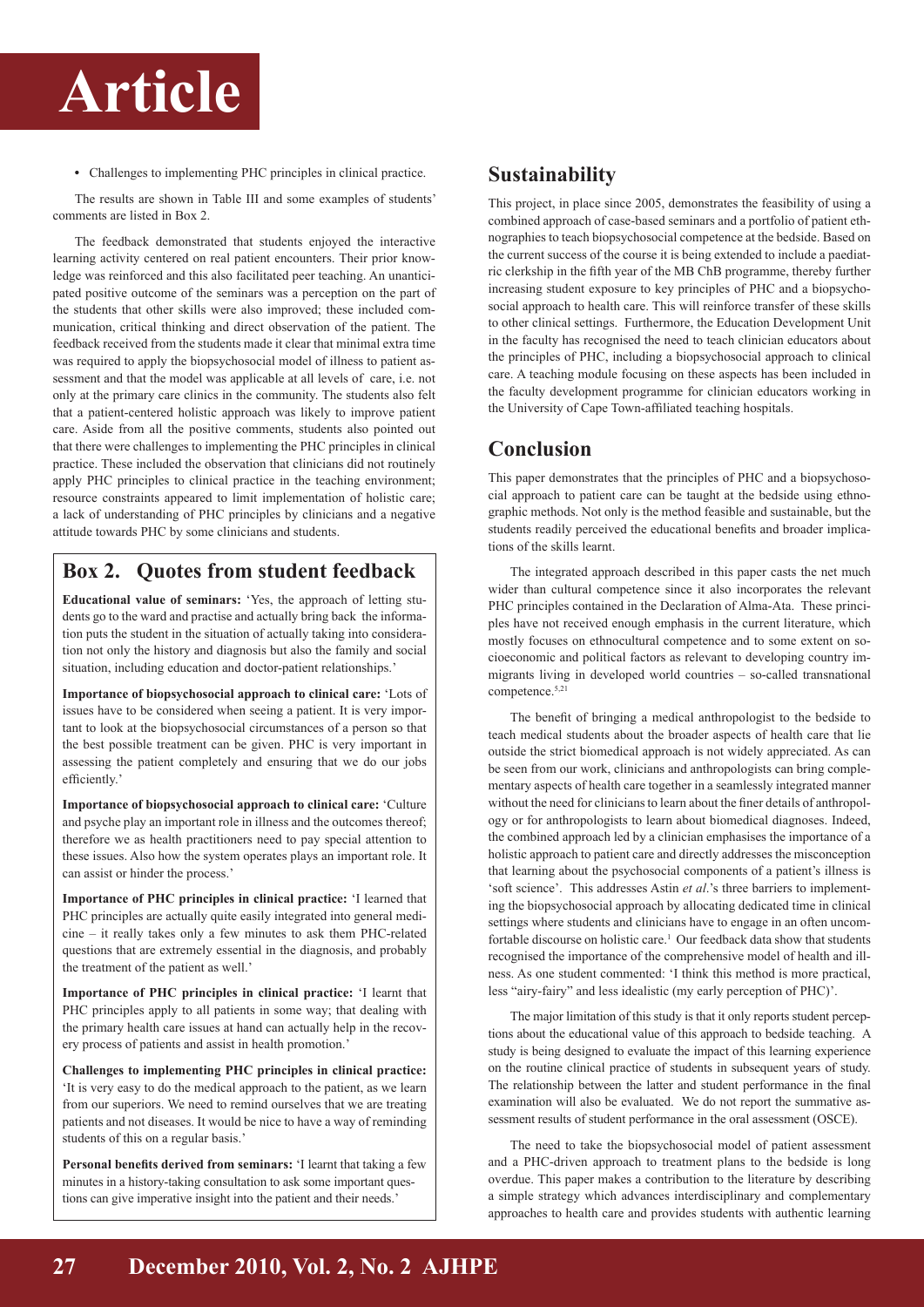- Challenges to implementing PHC principles in clinical practice.

The results are shown in Table III and some examples of students' comments are listed in Box 2.

The feedback demonstrated that students enjoyed the interactive learning activity centered on real patient encounters. Their prior knowledge was reinforced and this also facilitated peer teaching. An unanticipated positive outcome of the seminars was a perception on the part of the students that other skills were also improved; these included communication, critical thinking and direct observation of the patient. The feedback received from the students made it clear that minimal extra time was required to apply the biopsychosocial model of illness to patient assessment and that the model was applicable at all levels of care, i.e. not only at the primary care clinics in the community. The students also felt that a patient-centered holistic approach was likely to improve patient care. Aside from all the positive comments, students also pointed out that there were challenges to implementing the PHC principles in clinical practice. These included the observation that clinicians did not routinely apply PHC principles to clinical practice in the teaching environment; resource constraints appeared to limit implementation of holistic care; a lack of understanding of PHC principles by clinicians and a negative attitude towards PHC by some clinicians and students.

## Box 2. Quotes from student feedback

**Educational value of seminars:** 'Yes, the approach of letting students go to the ward and practise and actually bring back the information puts the student in the situation of actually taking into consideration not only the history and diagnosis but also the family and social situation, including education and doctor-patient relationships.'

**Importance of biopsychosocial approach to clinical care:** 'Lots of issues have to be considered when seeing a patient. It is very important to look at the biopsychosocial circumstances of a person so that the best possible treatment can be given. PHC is very important in assessing the patient completely and ensuring that we do our jobs efficiently.'

**Importance of biopsychosocial approach to clinical care:** 'Culture and psyche play an important role in illness and the outcomes thereof; therefore we as health practitioners need to pay special attention to these issues. Also how the system operates plays an important role. It can assist or hinder the process.'

**Importance of PHC principles in clinical practice:** 'I learned that PHC principles are actually quite easily integrated into general medicine – it really takes only a few minutes to ask them PHC-related questions that are extremely essential in the diagnosis, and probably the treatment of the patient as well.'

**Importance of PHC principles in clinical practice:** 'I learnt that PHC principles apply to all patients in some way; that dealing with the primary health care issues at hand can actually help in the recovery process of patients and assist in health promotion.'

**Challenges to implementing PHC principles in clinical practice:** 'It is very easy to do the medical approach to the patient, as we learn from our superiors. We need to remind ourselves that we are treating patients and not diseases. It would be nice to have a way of reminding students of this on a regular basis.'

**Personal benefits derived from seminars:** 'I learnt that taking a few minutes in a history-taking consultation to ask some important questions can give imperative insight into the patient and their needs.'

## Sustainability

This project, in place since 2005, demonstrates the feasibility of using a combined approach of case-based seminars and a portfolio of patient ethnographies to teach biopsychosocial competence at the bedside. Based on the current success of the course it is being extended to include a paediatric clerkship in the fifth year of the MB ChB programme, thereby further increasing student exposure to key principles of PHC and a biopsychosocial approach to health care. This will reinforce transfer of these skills to other clinical settings. Furthermore, the Education Development Unit in the faculty has recognised the need to teach clinician educators about the principles of PHC, including a biopsychosocial approach to clinical care. A teaching module focusing on these aspects has been included in the faculty development programme for clinician educators working in the University of Cape Town-affiliated teaching hospitals.

## Conclusion

This paper demonstrates that the principles of PHC and a biopsychosocial approach to patient care can be taught at the bedside using ethnographic methods. Not only is the method feasible and sustainable, but the students readily perceived the educational benefits and broader implications of the skills learnt.

The integrated approach described in this paper casts the net much wider than cultural competence since it also incorporates the relevant PHC principles contained in the Declaration of Alma-Ata. These principles have not received enough emphasis in the current literature, which mostly focuses on ethnocultural competence and to some extent on socioeconomic and political factors as relevant to developing country immigrants living in developed world countries – so-called transnational competence.[5,21]

The benefit of bringing a medical anthropologist to the bedside to teach medical students about the broader aspects of health care that lie outside the strict biomedical approach is not widely appreciated. As can be seen from our work, clinicians and anthropologists can bring complementary aspects of health care together in a seamlessly integrated manner without the need for clinicians to learn about the finer details of anthropology or for anthropologists to learn about biomedical diagnoses. Indeed, the combined approach led by a clinician emphasises the importance of a holistic approach to patient care and directly addresses the misconception that learning about the psychosocial components of a patient's illness is 'soft science'. This addresses Astin *et al*.'s three barriers to implementing the biopsychosocial approach by allocating dedicated time in clinical settings where students and clinicians have to engage in an often uncomfortable discourse on holistic care.[1] Our feedback data show that students recognised the importance of the comprehensive model of health and illness. As one student commented: 'I think this method is more practical, less "airy-fairy" and less idealistic (my early perception of PHC)'.

The major limitation of this study is that it only reports student perceptions about the educational value of this approach to bedside teaching. A study is being designed to evaluate the impact of this learning experience on the routine clinical practice of students in subsequent years of study. The relationship between the latter and student performance in the final examination will also be evaluated. We do not report the summative assessment results of student performance in the oral assessment (OSCE).

The need to take the biopsychosocial model of patient assessment and a PHC-driven approach to treatment plans to the bedside is long overdue. This paper makes a contribution to the literature by describing a simple strategy which advances interdisciplinary and complementary approaches to health care and provides students with authentic learning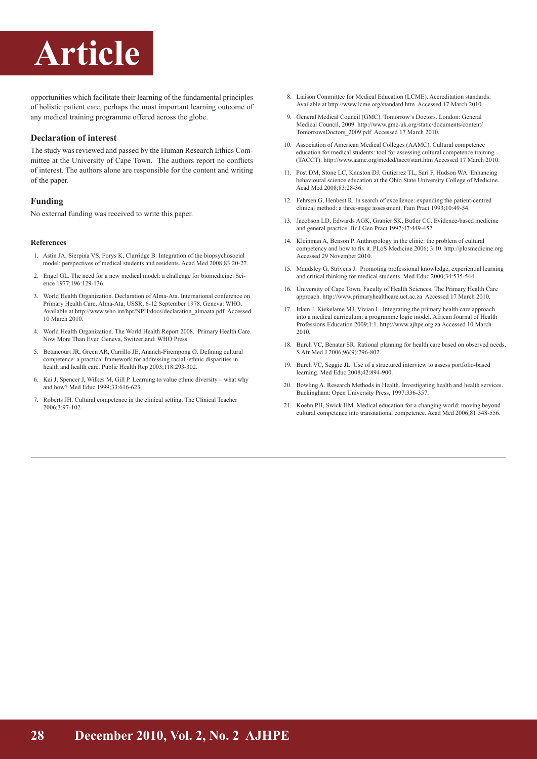opportunities which facilitate their learning of the fundamental principles of holistic patient care, perhaps the most important learning outcome of any medical training programme offered across the globe.

### Declaration of interest

The study was reviewed and passed by the Human Research Ethics Committee at the University of Cape Town. The authors report no conflicts of interest. The authors alone are responsible for the content and writing of the paper.

### Funding

No external funding was received to write this paper.

#### References

1. Astin JA, Sierpina VS, Forys K, Clarridge B. Integration of the biopsychosocial model: perspectives of medical students and residents. Acad Med 2008;83:20-27.
2. Engel GL. The need for a new medical model: a challenge for biomedicine. Science 1977;196:129-136.
3. World Health Organization. Declaration of Alma-Ata. International conference on Primary Health Care, Alma-Ata, USSR, 6-12 September 1978. Geneva: WHO. Available at http://www.who.int/hpr/NPH/docs/declaration_almaata.pdf Accessed 10 March 2010.
4. World Health Organization. The World Health Report 2008. Primary Health Care. Now More Than Ever. Geneva, Switzerland: WHO Press.
5. Betancourt JR, Green AR, Carrillo JE, Ananeh-Firempong O. Defining cultural competence: a practical framework for addressing racial /ethnic disparities in health and health care. Public Health Rep 2003;118:293-302.
6. Kai J, Spencer J, Wilkes M, Gill P. Learning to value ethnic diversity – what why and how? Med Educ 1999;33:616-623.
7. Roberts JH. Cultural competence in the clinical setting. The Clinical Teacher 2006;3:97-102.
8. Liaison Committee for Medical Education (LCME). Accreditation standards. Available at http://www.lcme.org/standard.htm Accessed 17 March 2010.
9. General Medical Council (GMC). Tomorrow's Doctors. London: General Medical Council, 2009. http://www.gmc-uk.org/static/documents/content/TomorrowsDoctors_2009.pdf Accessed 17 March 2010.
10. Association of American Medical Colleges (AAMC). Cultural competence education for medical students: tool for assessing cultural competence training (TACCT). http://www.aamc.org/meded/tacct/start.htm Accessed 17 March 2010.
11. Post DM, Stone LC, Knuston DJ, Gutierrez TL, Sari F, Hudson WA. Enhancing behavioural science education at the Ohio State University College of Medicine. Acad Med 2008;83:28-36.
12. Fehrsen G, Henbest R. In search of excellence: expanding the patient-centred clinical method: a three-stage assessment. Fam Pract 1993;10:49-54.
13. Jacobson LD, Edwards AGK, Granier SK, Butler CC. Evidence-based medicine and general practice. Br J Gen Pract 1997;47:449-452.
14. Kleinman A, Benson P. Anthropology in the clinic: the problem of cultural competency and how to fix it. PLoS Medicine 2006; 3:10. http://plosmedicine.org Accessed 29 November 2010.
15. Maudsley G, Strivens J. Promoting professional knowledge, experiential learning and critical thinking for medical students. Med Educ 2000;34:535-544.
16. University of Cape Town. Faculty of Health Sciences. The Primary Health Care approach. http://www.primaryhealthcare.uct.ac.za Accessed 17 March 2010.
17. Irlam J, Kiekelame MJ, Vivian L. Integrating the primary health care approach into a medical curriculum: a programme logic model. African Journal of Health Professions Education 2009;1:1. http://www.ajhpe.org.za Accessed 10 March 2010.
18. Burch VC, Benatar SR. Rational planning for health care based on observed needs. S Afr Med J 2006;96(9):796-802.
19. Burch VC, Seggie JL. Use of a structured interview to assess portfolio-based learning. Med Educ 2008;42:894-900.
20. Bowling A. Research Methods in Health. Investigating health and health services. Buckingham: Open University Press, 1997:336-357.
21. Koehn PH, Swick HM. Medical education for a changing world: moving beyond cultural competence into transnational competence. Acad Med 2006;81:548-556.